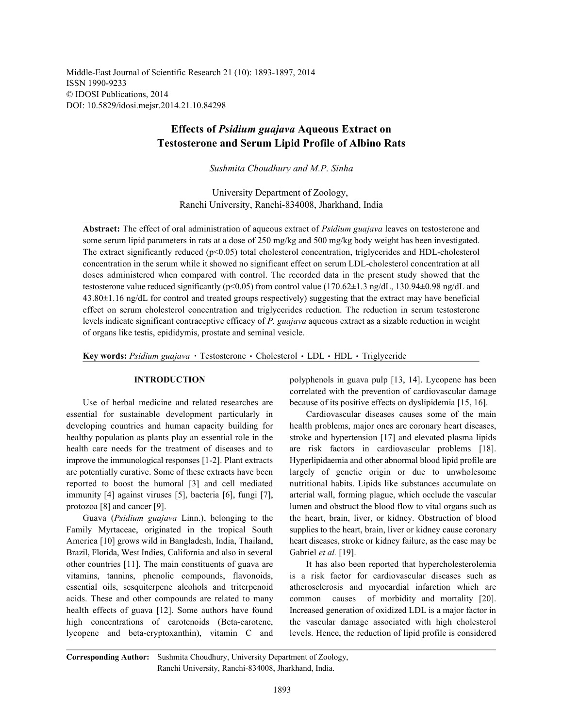Middle-East Journal of Scientific Research 21 (10): 1893-1897, 2014
ISSN 1990-9233
© IDOSI Publications, 2014
DOI: 10.5829/idosi.mejsr.2014.21.10.84298

# Effects of *Psidium guajava* Aqueous Extract on Testosterone and Serum Lipid Profile of Albino Rats

*Sushmita Choudhury and M.P. Sinha*

University Department of Zoology,
Ranchi University, Ranchi-834008, Jharkhand, India

**Abstract:** The effect of oral administration of aqueous extract of *Psidium guajava* leaves on testosterone and some serum lipid parameters in rats at a dose of 250 mg/kg and 500 mg/kg body weight has been investigated. The extract significantly reduced ($p<0.05$) total cholesterol concentration, triglycerides and HDL-cholesterol concentration in the serum while it showed no significant effect on serum LDL-cholesterol concentration at all doses administered when compared with control. The recorded data in the present study showed that the testosterone value reduced significantly ($p<0.05$) from control value (170.62±1.3 ng/dL, 130.94±0.98 ng/dL and 43.80±1.16 ng/dL for control and treated groups respectively) suggesting that the extract may have beneficial effect on serum cholesterol concentration and triglycerides reduction. The reduction in serum testosterone levels indicate significant contraceptive efficacy of *P. guajava* aqueous extract as a sizable reduction in weight of organs like testis, epididymis, prostate and seminal vesicle.

**Key words:** *Psidium guajava* · Testosterone · Cholesterol · LDL · HDL · Triglyceride

## INTRODUCTION

Use of herbal medicine and related researches are essential for sustainable development particularly in developing countries and human capacity building for healthy population as plants play an essential role in the health care needs for the treatment of diseases and to improve the immunological responses [1-2]. Plant extracts are potentially curative. Some of these extracts have been reported to boost the humoral [3] and cell mediated immunity [4] against viruses [5], bacteria [6], fungi [7], protozoa [8] and cancer [9].

Guava (*Psidium guajava* Linn.), belonging to the Family Myrtaceae, originated in the tropical South America [10] grows wild in Bangladesh, India, Thailand, Brazil, Florida, West Indies, California and also in several other countries [11]. The main constituents of guava are vitamins, tannins, phenolic compounds, flavonoids, essential oils, sesquiterpene alcohols and triterpenoid acids. These and other compounds are related to many health effects of guava [12]. Some authors have found high concentrations of carotenoids (Beta-carotene, lycopene and beta-cryptoxanthin), vitamin C and polyphenols in guava pulp [13, 14]. Lycopene has been correlated with the prevention of cardiovascular damage because of its positive effects on dyslipidemia [15, 16].

Cardiovascular diseases causes some of the main health problems, major ones are coronary heart diseases, stroke and hypertension [17] and elevated plasma lipids are risk factors in cardiovascular problems [18]. Hyperlipidaemia and other abnormal blood lipid profile are largely of genetic origin or due to unwholesome nutritional habits. Lipids like substances accumulate on arterial wall, forming plague, which occlude the vascular lumen and obstruct the blood flow to vital organs such as the heart, brain, liver, or kidney. Obstruction of blood supplies to the heart, brain, liver or kidney cause coronary heart diseases, stroke or kidney failure, as the case may be Gabriel *et al.* [19].

It has also been reported that hypercholesterolemia is a risk factor for cardiovascular diseases such as atherosclerosis and myocardial infarction which are common causes of morbidity and mortality [20]. Increased generation of oxidized LDL is a major factor in the vascular damage associated with high cholesterol levels. Hence, the reduction of lipid profile is considered

**Corresponding Author:** Sushmita Choudhury, University Department of Zoology, Ranchi University, Ranchi-834008, Jharkhand, India.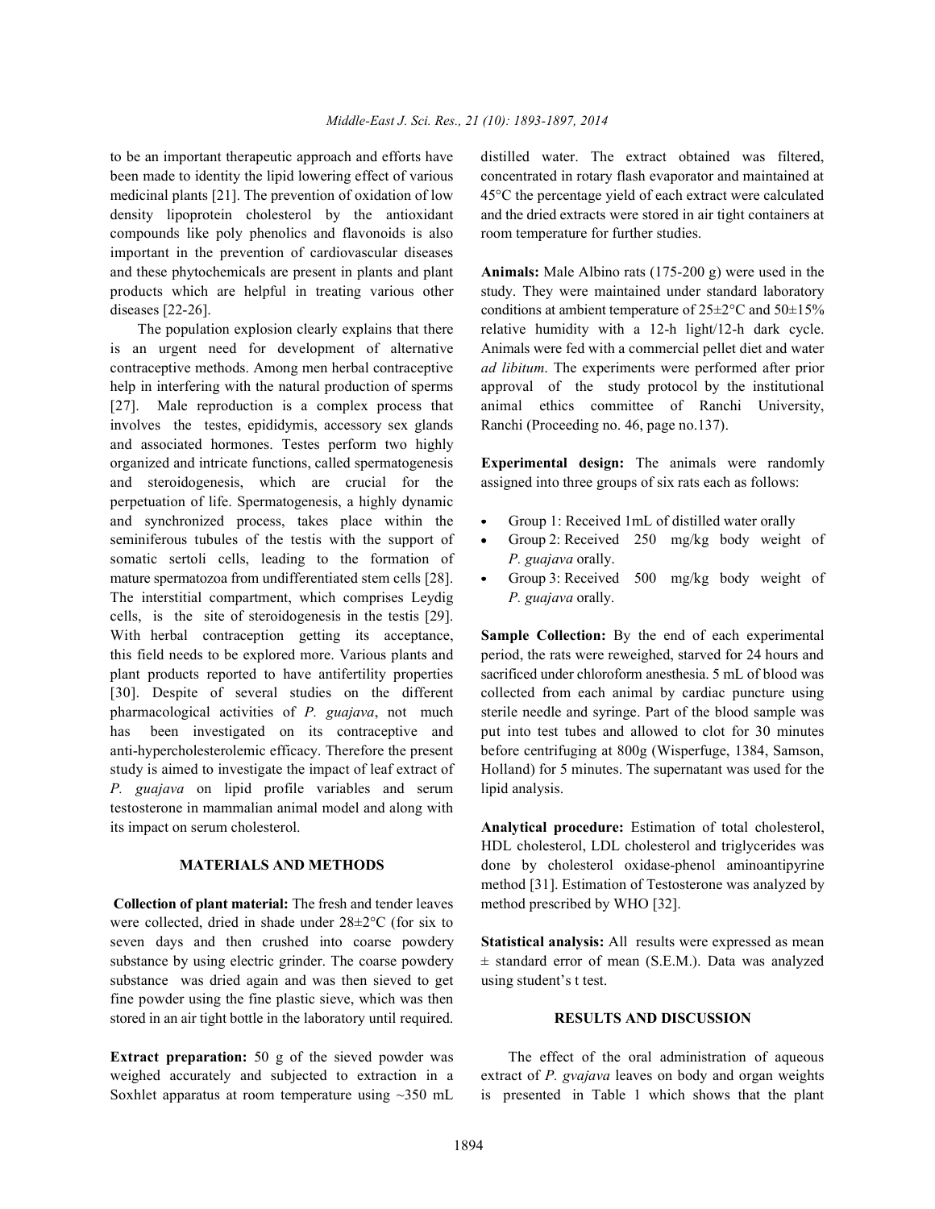to be an important therapeutic approach and efforts have been made to identity the lipid lowering effect of various medicinal plants [21]. The prevention of oxidation of low density lipoprotein cholesterol by the antioxidant compounds like poly phenolics and flavonoids is also important in the prevention of cardiovascular diseases and these phytochemicals are present in plants and plant products which are helpful in treating various other diseases [22-26].

The population explosion clearly explains that there is an urgent need for development of alternative contraceptive methods. Among men herbal contraceptive help in interfering with the natural production of sperms [27]. Male reproduction is a complex process that involves the testes, epididymis, accessory sex glands and associated hormones. Testes perform two highly organized and intricate functions, called spermatogenesis and steroidogenesis, which are crucial for the perpetuation of life. Spermatogenesis, a highly dynamic and synchronized process, takes place within the seminiferous tubules of the testis with the support of somatic sertoli cells, leading to the formation of mature spermatozoa from undifferentiated stem cells [28]. The interstitial compartment, which comprises Leydig cells, is the site of steroidogenesis in the testis [29]. With herbal contraception getting its acceptance, this field needs to be explored more. Various plants and plant products reported to have antifertility properties [30]. Despite of several studies on the different pharmacological activities of *P. guajava*, not much has been investigated on its contraceptive and anti-hypercholesterolemic efficacy. Therefore the present study is aimed to investigate the impact of leaf extract of *P. guajava* on lipid profile variables and serum testosterone in mammalian animal model and along with its impact on serum cholesterol.

## MATERIALS AND METHODS

**Collection of plant material:** The fresh and tender leaves were collected, dried in shade under 28±2°C (for six to seven days and then crushed into coarse powdery substance by using electric grinder. The coarse powdery substance was dried again and was then sieved to get fine powder using the fine plastic sieve, which was then stored in an air tight bottle in the laboratory until required.

**Extract preparation:** 50 g of the sieved powder was weighed accurately and subjected to extraction in a Soxhlet apparatus at room temperature using ~350 mL distilled water. The extract obtained was filtered, concentrated in rotary flash evaporator and maintained at 45°C the percentage yield of each extract were calculated and the dried extracts were stored in air tight containers at room temperature for further studies.

**Animals:** Male Albino rats (175-200 g) were used in the study. They were maintained under standard laboratory conditions at ambient temperature of 25±2°C and 50±15% relative humidity with a 12-h light/12-h dark cycle. Animals were fed with a commercial pellet diet and water *ad libitum*. The experiments were performed after prior approval of the study protocol by the institutional animal ethics committee of Ranchi University, Ranchi (Proceeding no. 46, page no.137).

**Experimental design:** The animals were randomly assigned into three groups of six rats each as follows:

- Group 1: Received 1mL of distilled water orally
- Group 2: Received 250 mg/kg body weight of *P. guajava* orally.
- Group 3: Received 500 mg/kg body weight of *P. guajava* orally.

**Sample Collection:** By the end of each experimental period, the rats were reweighed, starved for 24 hours and sacrificed under chloroform anesthesia. 5 mL of blood was collected from each animal by cardiac puncture using sterile needle and syringe. Part of the blood sample was put into test tubes and allowed to clot for 30 minutes before centrifuging at 800g (Wisperfuge, 1384, Samson, Holland) for 5 minutes. The supernatant was used for the lipid analysis.

**Analytical procedure:** Estimation of total cholesterol, HDL cholesterol, LDL cholesterol and triglycerides was done by cholesterol oxidase-phenol aminoantipyrine method [31]. Estimation of Testosterone was analyzed by method prescribed by WHO [32].

**Statistical analysis:** All results were expressed as mean ± standard error of mean (S.E.M.). Data was analyzed using student's t test.

## RESULTS AND DISCUSSION

The effect of the oral administration of aqueous extract of *P. gvajava* leaves on body and organ weights is presented in Table 1 which shows that the plant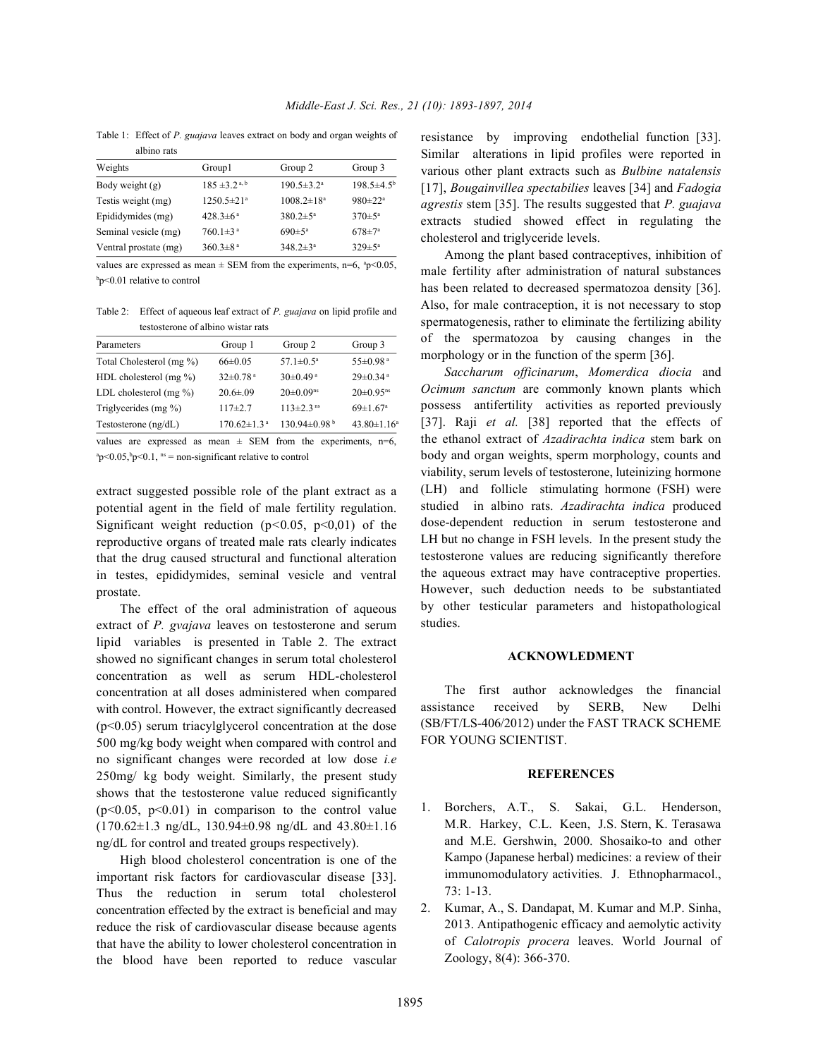Table 1: Effect of *P. guajava* leaves extract on body and organ weights of albino rats

| Weights | Group1 | Group 2 | Group 3 |
|---|---|---|---|
| Body weight (g) | 185 ±3.2 [a, b] | 190.5±3.2[a] | 198.5±4.5[b] |
| Testis weight (mg) | 1250.5±21[a] | 1008.2±18[a] | 980±22[a] |
| Epididymides (mg) | 428.3±6[a] | 380.2±5[a] | 370±5[a] |
| Seminal vesicle (mg) | 760.1±3[a] | 690±5[a] | 678±7[a] |
| Ventral prostate (mg) | 360.3±8[a] | 348.2±3[a] | 329±5[a] |

values are expressed as mean ± SEM from the experiments, n=6, [a]p<0.05, [b]p<0.01 relative to control

Table 2: Effect of aqueous leaf extract of *P. guajava* on lipid profile and testosterone of albino wistar rats

| Parameters | Group 1 | Group 2 | Group 3 |
|---|---|---|---|
| Total Cholesterol (mg %) | 66±0.05 | 57.1±0.5[a] | 55±0.98[a] |
| HDL cholesterol (mg %) | 32±0.78[a] | 30±0.49[a] | 29±0.34[a] |
| LDL cholesterol (mg %) | 20.6±.09 | 20±0.09[ns] | 20±0.95[ns] |
| Triglycerides (mg %) | 117±2.7 | 113±2.3[ns] | 69±1.67[a] |
| Testosterone (ng/dL) | 170.62±1.3[a] | 130.94±0.98[b] | 43.80±1.16[a] |

values are expressed as mean ± SEM from the experiments, n=6, [a]p<0.05,[b]p<0.1, [ns] = non-significant relative to control

extract suggested possible role of the plant extract as a potential agent in the field of male fertility regulation. Significant weight reduction ($p<0.05$, $p<0,01$) of the reproductive organs of treated male rats clearly indicates that the drug caused structural and functional alteration in testes, epididymides, seminal vesicle and ventral prostate.

The effect of the oral administration of aqueous extract of *P. gvajava* leaves on testosterone and serum lipid variables is presented in Table 2. The extract showed no significant changes in serum total cholesterol concentration as well as serum HDL-cholesterol concentration at all doses administered when compared with control. However, the extract significantly decreased ($p<0.05$) serum triacylglycerol concentration at the dose 500 mg/kg body weight when compared with control and no significant changes were recorded at low dose *i.e* 250mg/ kg body weight. Similarly, the present study shows that the testosterone value reduced significantly ($p<0.05$, $p<0.01$) in comparison to the control value (170.62±1.3 ng/dL, 130.94±0.98 ng/dL and 43.80±1.16 ng/dL for control and treated groups respectively).

High blood cholesterol concentration is one of the important risk factors for cardiovascular disease [33]. Thus the reduction in serum total cholesterol concentration effected by the extract is beneficial and may reduce the risk of cardiovascular disease because agents that have the ability to lower cholesterol concentration in the blood have been reported to reduce vascular resistance by improving endothelial function [33]. Similar alterations in lipid profiles were reported in various other plant extracts such as *Bulbine natalensis* [17], *Bougainvillea spectabilies* leaves [34] and *Fadogia agrestis* stem [35]. The results suggested that *P. guajava* extracts studied showed effect in regulating the cholesterol and triglyceride levels.

Among the plant based contraceptives, inhibition of male fertility after administration of natural substances has been related to decreased spermatozoa density [36]. Also, for male contraception, it is not necessary to stop spermatogenesis, rather to eliminate the fertilizing ability of the spermatozoa by causing changes in the morphology or in the function of the sperm [36].

*Saccharum officinarum*, *Momerdica diocia* and *Ocimum sanctum* are commonly known plants which possess antifertility activities as reported previously [37]. Raji *et al.* [38] reported that the effects of the ethanol extract of *Azadirachta indica* stem bark on body and organ weights, sperm morphology, counts and viability, serum levels of testosterone, luteinizing hormone (LH) and follicle stimulating hormone (FSH) were studied in albino rats. *Azadirachta indica* produced dose-dependent reduction in serum testosterone and LH but no change in FSH levels. In the present study the testosterone values are reducing significantly therefore the aqueous extract may have contraceptive properties. However, such deduction needs to be substantiated by other testicular parameters and histopathological studies.

## ACKNOWLEDMENT

The first author acknowledges the financial assistance received by SERB, New Delhi (SB/FT/LS-406/2012) under the FAST TRACK SCHEME FOR YOUNG SCIENTIST.

## REFERENCES

1. Borchers, A.T., S. Sakai, G.L. Henderson, M.R. Harkey, C.L. Keen, J.S. Stern, K. Terasawa and M.E. Gershwin, 2000. Shosaiko-to and other Kampo (Japanese herbal) medicines: a review of their immunomodulatory activities. J. Ethnopharmacol., 73: 1-13.
2. Kumar, A., S. Dandapat, M. Kumar and M.P. Sinha, 2013. Antipathogenic efficacy and aemolytic activity of *Calotropis procera* leaves. World Journal of Zoology, 8(4): 366-370.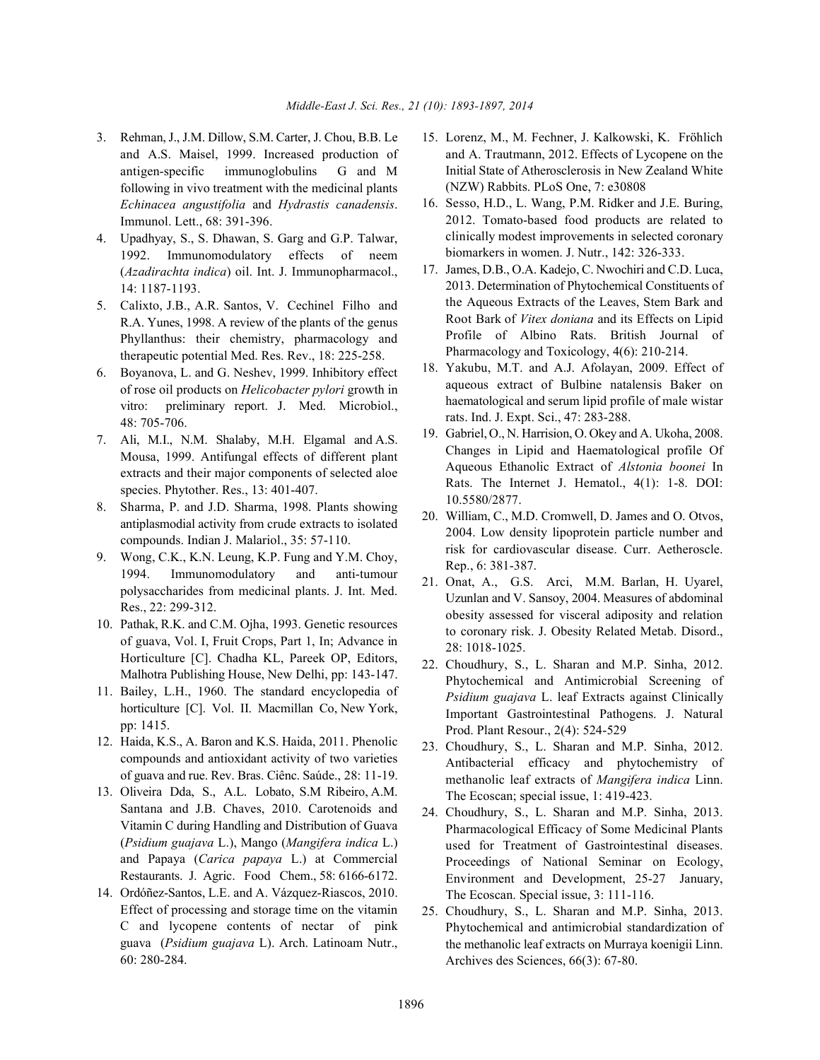3. Rehman, J., J.M. Dillow, S.M. Carter, J. Chou, B.B. Le and A.S. Maisel, 1999. Increased production of antigen-specific immunoglobulins G and M following in vivo treatment with the medicinal plants *Echinacea angustifolia* and *Hydrastis canadensis*. Immunol. Lett., 68: 391-396.
4. Upadhyay, S., S. Dhawan, S. Garg and G.P. Talwar, 1992. Immunomodulatory effects of neem (*Azadirachta indica*) oil. Int. J. Immunopharmacol., 14: 1187-1193.
5. Calixto, J.B., A.R. Santos, V. Cechinel Filho and R.A. Yunes, 1998. A review of the plants of the genus Phyllanthus: their chemistry, pharmacology and therapeutic potential Med. Res. Rev., 18: 225-258.
6. Boyanova, L. and G. Neshev, 1999. Inhibitory effect of rose oil products on *Helicobacter pylori* growth in vitro: preliminary report. J. Med. Microbiol., 48: 705-706.
7. Ali, M.I., N.M. Shalaby, M.H. Elgamal and A.S. Mousa, 1999. Antifungal effects of different plant extracts and their major components of selected aloe species. Phytother. Res., 13: 401-407.
8. Sharma, P. and J.D. Sharma, 1998. Plants showing antiplasmodial activity from crude extracts to isolated compounds. Indian J. Malariol., 35: 57-110.
9. Wong, C.K., K.N. Leung, K.P. Fung and Y.M. Choy, 1994. Immunomodulatory and anti-tumour polysaccharides from medicinal plants. J. Int. Med. Res., 22: 299-312.
10. Pathak, R.K. and C.M. Ojha, 1993. Genetic resources of guava, Vol. I, Fruit Crops, Part 1, In; Advance in Horticulture [C]. Chadha KL, Pareek OP, Editors, Malhotra Publishing House, New Delhi, pp: 143-147.
11. Bailey, L.H., 1960. The standard encyclopedia of horticulture [C]. Vol. II. Macmillan Co, New York, pp: 1415.
12. Haida, K.S., A. Baron and K.S. Haida, 2011. Phenolic compounds and antioxidant activity of two varieties of guava and rue. Rev. Bras. Ciênc. Saúde., 28: 11-19.
13. Oliveira Dda, S., A.L. Lobato, S.M Ribeiro, A.M. Santana and J.B. Chaves, 2010. Carotenoids and Vitamin C during Handling and Distribution of Guava (*Psidium guajava* L.), Mango (*Mangifera indica* L.) and Papaya (*Carica papaya* L.) at Commercial Restaurants. J. Agric. Food Chem., 58: 6166-6172.
14. Ordóñez-Santos, L.E. and A. Vázquez-Riascos, 2010. Effect of processing and storage time on the vitamin C and lycopene contents of nectar of pink guava (*Psidium guajava* L). Arch. Latinoam Nutr., 60: 280-284.
15. Lorenz, M., M. Fechner, J. Kalkowski, K. Fröhlich and A. Trautmann, 2012. Effects of Lycopene on the Initial State of Atherosclerosis in New Zealand White (NZW) Rabbits. PLoS One, 7: e30808
16. Sesso, H.D., L. Wang, P.M. Ridker and J.E. Buring, 2012. Tomato-based food products are related to clinically modest improvements in selected coronary biomarkers in women. J. Nutr., 142: 326-333.
17. James, D.B., O.A. Kadejo, C. Nwochiri and C.D. Luca, 2013. Determination of Phytochemical Constituents of the Aqueous Extracts of the Leaves, Stem Bark and Root Bark of *Vitex doniana* and its Effects on Lipid Profile of Albino Rats. British Journal of Pharmacology and Toxicology, 4(6): 210-214.
18. Yakubu, M.T. and A.J. Afolayan, 2009. Effect of aqueous extract of Bulbine natalensis Baker on haematological and serum lipid profile of male wistar rats. Ind. J. Expt. Sci., 47: 283-288.
19. Gabriel, O., N. Harrision, O. Okey and A. Ukoha, 2008. Changes in Lipid and Haematological profile Of Aqueous Ethanolic Extract of *Alstonia boonei* In Rats. The Internet J. Hematol., 4(1): 1-8. DOI: 10.5580/2877.
20. William, C., M.D. Cromwell, D. James and O. Otvos, 2004. Low density lipoprotein particle number and risk for cardiovascular disease. Curr. Aetheroscle. Rep., 6: 381-387.
21. Onat, A., G.S. Arci, M.M. Barlan, H. Uyarel, Uzunlan and V. Sansoy, 2004. Measures of abdominal obesity assessed for visceral adiposity and relation to coronary risk. J. Obesity Related Metab. Disord., 28: 1018-1025.
22. Choudhury, S., L. Sharan and M.P. Sinha, 2012. Phytochemical and Antimicrobial Screening of *Psidium guajava* L. leaf Extracts against Clinically Important Gastrointestinal Pathogens. J. Natural Prod. Plant Resour., 2(4): 524-529
23. Choudhury, S., L. Sharan and M.P. Sinha, 2012. Antibacterial efficacy and phytochemistry of methanolic leaf extracts of *Mangifera indica* Linn. The Ecoscan; special issue, 1: 419-423.
24. Choudhury, S., L. Sharan and M.P. Sinha, 2013. Pharmacological Efficacy of Some Medicinal Plants used for Treatment of Gastrointestinal diseases. Proceedings of National Seminar on Ecology, Environment and Development, 25-27 January, The Ecoscan. Special issue, 3: 111-116.
25. Choudhury, S., L. Sharan and M.P. Sinha, 2013. Phytochemical and antimicrobial standardization of the methanolic leaf extracts on Murraya koenigii Linn. Archives des Sciences, 66(3): 67-80.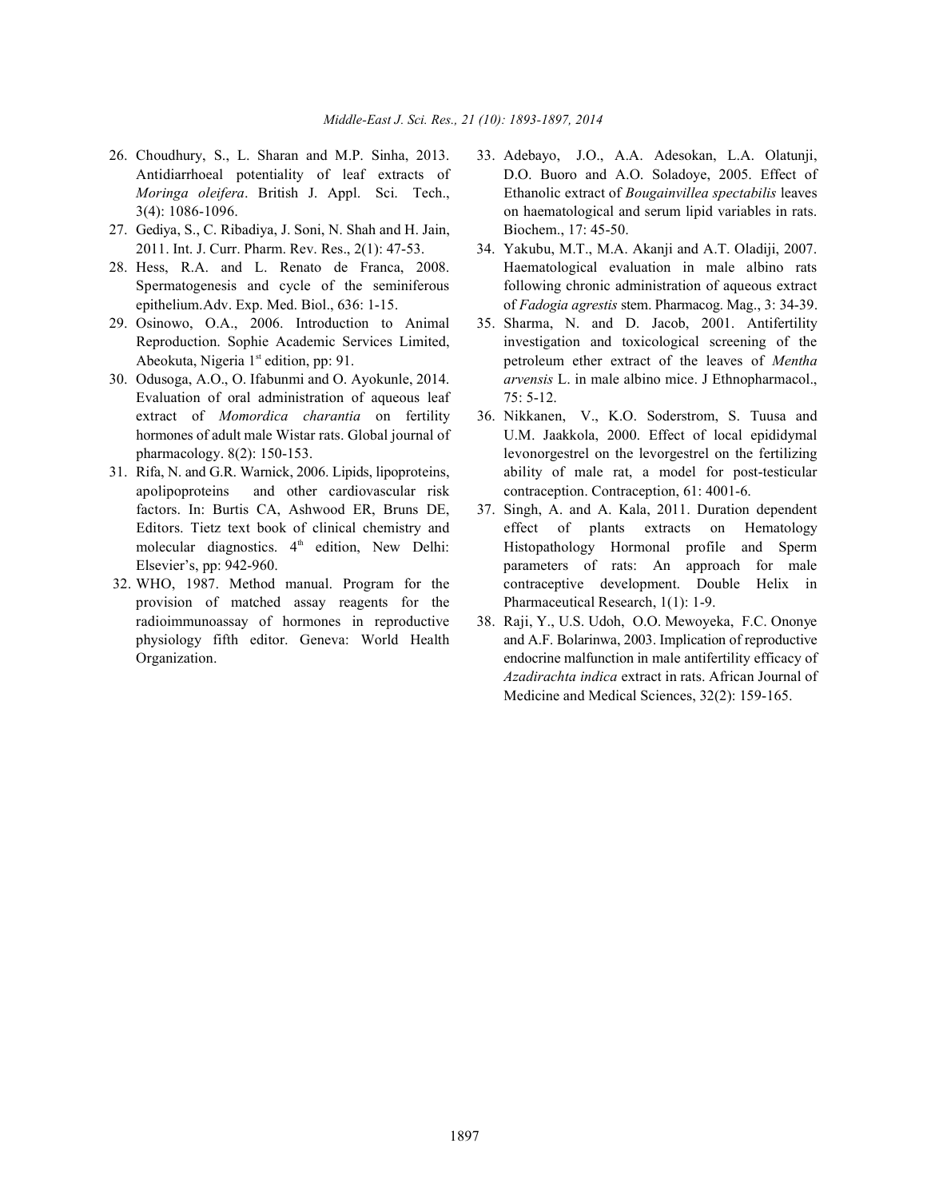26. Choudhury, S., L. Sharan and M.P. Sinha, 2013. Antidiarrhoeal potentiality of leaf extracts of *Moringa oleifera*. British J. Appl. Sci. Tech., 3(4): 1086-1096.
27. Gediya, S., C. Ribadiya, J. Soni, N. Shah and H. Jain, 2011. Int. J. Curr. Pharm. Rev. Res., 2(1): 47-53.
28. Hess, R.A. and L. Renato de Franca, 2008. Spermatogenesis and cycle of the seminiferous epithelium.Adv. Exp. Med. Biol., 636: 1-15.
29. Osinowo, O.A., 2006. Introduction to Animal Reproduction. Sophie Academic Services Limited, Abeokuta, Nigeria 1st edition, pp: 91.
30. Odusoga, A.O., O. Ifabunmi and O. Ayokunle, 2014. Evaluation of oral administration of aqueous leaf extract of *Momordica charantia* on fertility hormones of adult male Wistar rats. Global journal of pharmacology. 8(2): 150-153.
31. Rifa, N. and G.R. Warnick, 2006. Lipids, lipoproteins, apolipoproteins and other cardiovascular risk factors. In: Burtis CA, Ashwood ER, Bruns DE, Editors. Tietz text book of clinical chemistry and molecular diagnostics. 4th edition, New Delhi: Elsevier's, pp: 942-960.
32. WHO, 1987. Method manual. Program for the provision of matched assay reagents for the radioimmunoassay of hormones in reproductive physiology fifth editor. Geneva: World Health Organization.
33. Adebayo, J.O., A.A. Adesokan, L.A. Olatunji, D.O. Buoro and A.O. Soladoye, 2005. Effect of Ethanolic extract of *Bougainvillea spectabilis* leaves on haematological and serum lipid variables in rats. Biochem., 17: 45-50.
34. Yakubu, M.T., M.A. Akanji and A.T. Oladiji, 2007. Haematological evaluation in male albino rats following chronic administration of aqueous extract of *Fadogia agrestis* stem. Pharmacog. Mag., 3: 34-39.
35. Sharma, N. and D. Jacob, 2001. Antifertility investigation and toxicological screening of the petroleum ether extract of the leaves of *Mentha arvensis* L. in male albino mice. J Ethnopharmacol., 75: 5-12.
36. Nikkanen, V., K.O. Soderstrom, S. Tuusa and U.M. Jaakkola, 2000. Effect of local epididymal levonorgestrel on the levorgestrel on the fertilizing ability of male rat, a model for post-testicular contraception. Contraception, 61: 4001-6.
37. Singh, A. and A. Kala, 2011. Duration dependent effect of plants extracts on Hematology Histopathology Hormonal profile and Sperm parameters of rats: An approach for male contraceptive development. Double Helix in Pharmaceutical Research, 1(1): 1-9.
38. Raji, Y., U.S. Udoh, O.O. Mewoyeka, F.C. Ononye and A.F. Bolarinwa, 2003. Implication of reproductive endocrine malfunction in male antifertility efficacy of *Azadirachta indica* extract in rats. African Journal of Medicine and Medical Sciences, 32(2): 159-165.